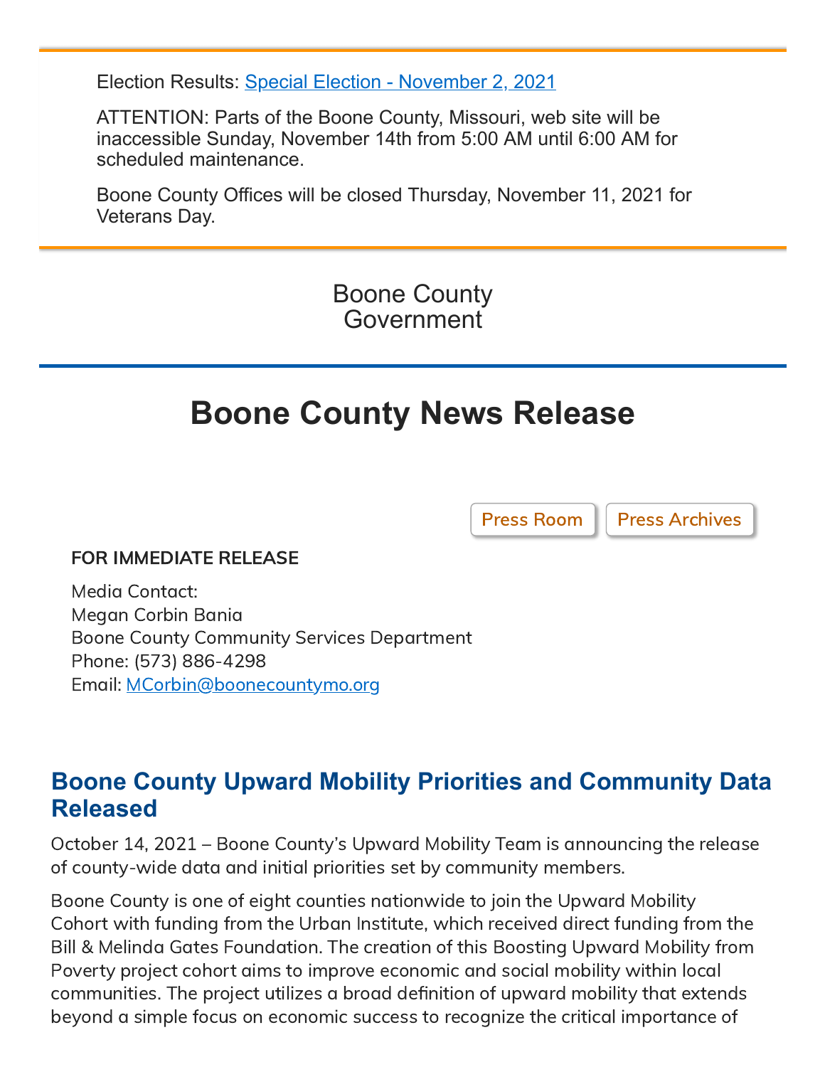Election Results: [Special Election - November 2, 2021]

ATTENTION: Parts of the Boone County, Missouri, web site will be inaccessible Sunday, November 14th from 5:00 AM until 6:00 AM for scheduled maintenance.

Boone County Offices will be closed Thursday, November 11, 2021 for Veterans Day.

Boone County Government

# Boone County News Release

Press Room | Press Archives

**FOR IMMEDIATE RELEASE**

Media Contact:
Megan Corbin Bania
Boone County Community Services Department
Phone: (573) 886-4298
Email: MCorbin@boonecountymo.org

## Boone County Upward Mobility Priorities and Community Data Released

October 14, 2021 – Boone County's Upward Mobility Team is announcing the release of county-wide data and initial priorities set by community members.

Boone County is one of eight counties nationwide to join the Upward Mobility Cohort with funding from the Urban Institute, which received direct funding from the Bill & Melinda Gates Foundation. The creation of this Boosting Upward Mobility from Poverty project cohort aims to improve economic and social mobility within local communities. The project utilizes a broad definition of upward mobility that extends beyond a simple focus on economic success to recognize the critical importance of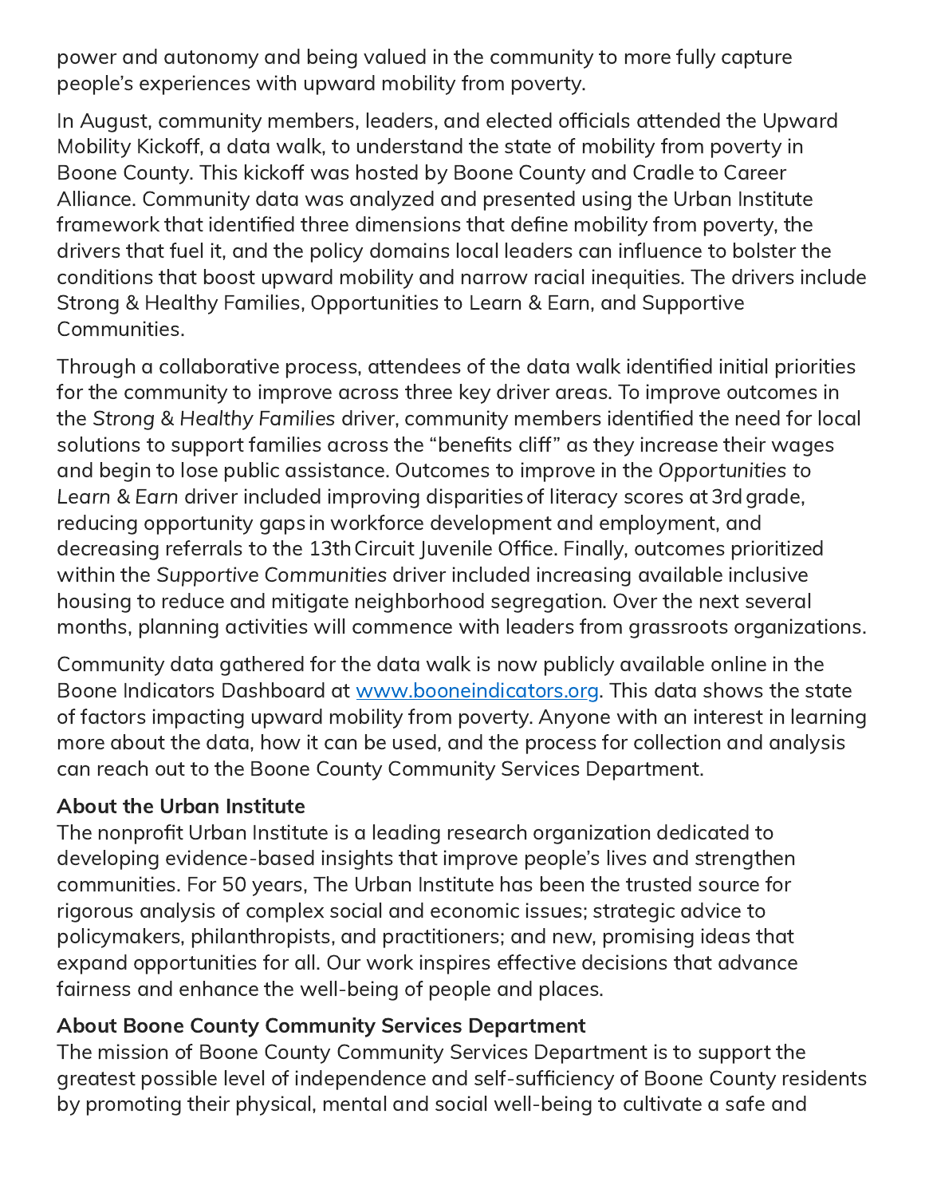power and autonomy and being valued in the community to more fully capture people's experiences with upward mobility from poverty.

In August, community members, leaders, and elected officials attended the Upward Mobility Kickoff, a data walk, to understand the state of mobility from poverty in Boone County. This kickoff was hosted by Boone County and Cradle to Career Alliance. Community data was analyzed and presented using the Urban Institute framework that identified three dimensions that define mobility from poverty, the drivers that fuel it, and the policy domains local leaders can influence to bolster the conditions that boost upward mobility and narrow racial inequities. The drivers include Strong & Healthy Families, Opportunities to Learn & Earn, and Supportive Communities.

Through a collaborative process, attendees of the data walk identified initial priorities for the community to improve across three key driver areas. To improve outcomes in the *Strong & Healthy Families* driver, community members identified the need for local solutions to support families across the "benefits cliff" as they increase their wages and begin to lose public assistance. Outcomes to improve in the *Opportunities to Learn & Earn* driver included improving disparities of literacy scores at 3rd grade, reducing opportunity gaps in workforce development and employment, and decreasing referrals to the 13th Circuit Juvenile Office. Finally, outcomes prioritized within the *Supportive Communities* driver included increasing available inclusive housing to reduce and mitigate neighborhood segregation. Over the next several months, planning activities will commence with leaders from grassroots organizations.

Community data gathered for the data walk is now publicly available online in the Boone Indicators Dashboard at [www.booneindicators.org](http://www.booneindicators.org). This data shows the state of factors impacting upward mobility from poverty. Anyone with an interest in learning more about the data, how it can be used, and the process for collection and analysis can reach out to the Boone County Community Services Department.

**About the Urban Institute**
The nonprofit Urban Institute is a leading research organization dedicated to developing evidence-based insights that improve people's lives and strengthen communities. For 50 years, The Urban Institute has been the trusted source for rigorous analysis of complex social and economic issues; strategic advice to policymakers, philanthropists, and practitioners; and new, promising ideas that expand opportunities for all. Our work inspires effective decisions that advance fairness and enhance the well-being of people and places.

**About Boone County Community Services Department**
The mission of Boone County Community Services Department is to support the greatest possible level of independence and self-sufficiency of Boone County residents by promoting their physical, mental and social well-being to cultivate a safe and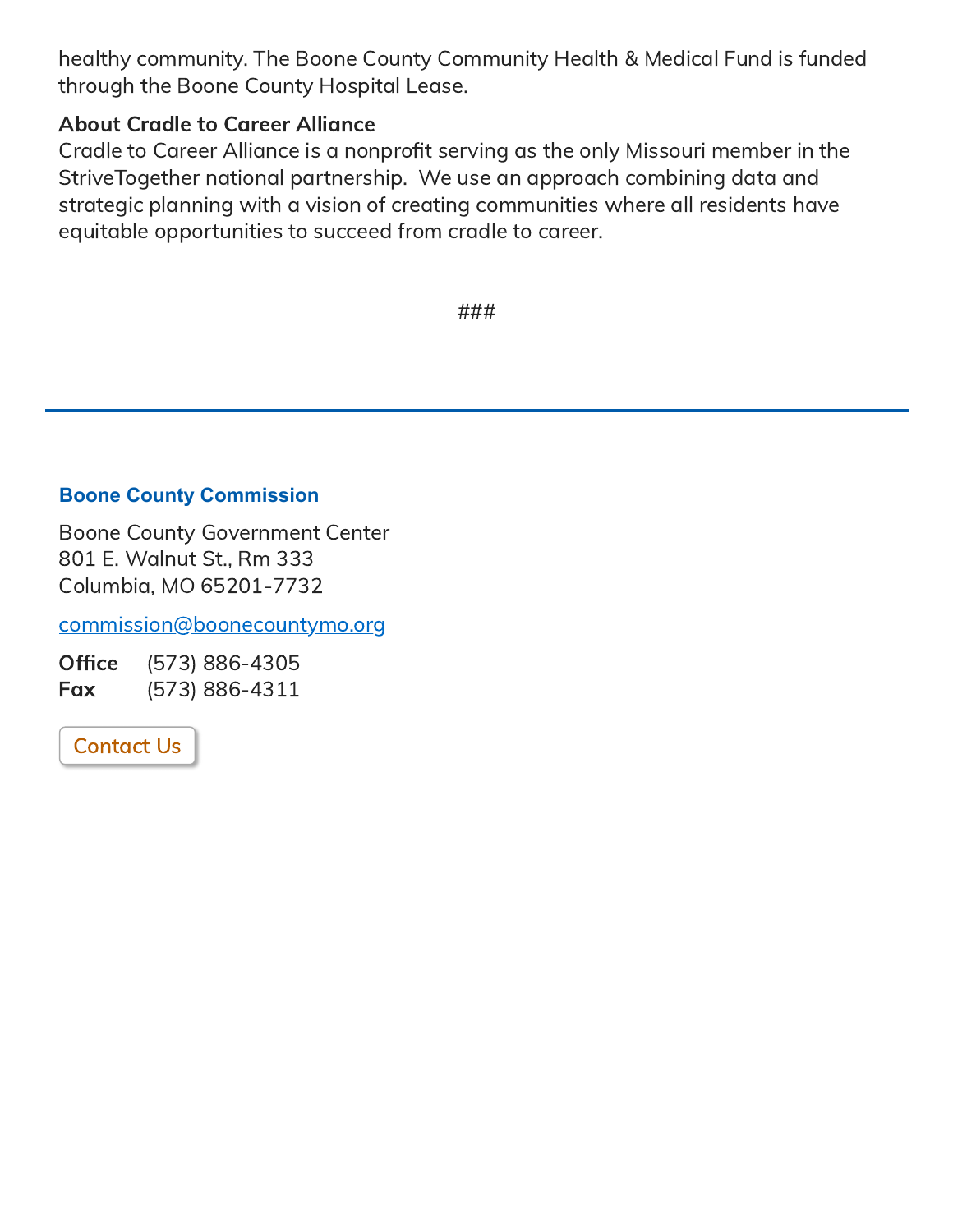healthy community. The Boone County Community Health & Medical Fund is funded through the Boone County Hospital Lease.

**About Cradle to Career Alliance**
Cradle to Career Alliance is a nonprofit serving as the only Missouri member in the StriveTogether national partnership. We use an approach combining data and strategic planning with a vision of creating communities where all residents have equitable opportunities to succeed from cradle to career.

###

---

**Boone County Commission**

Boone County Government Center
801 E. Walnut St., Rm 333
Columbia, MO 65201-7732

commission@boonecountymo.org

**Office** (573) 886-4305
**Fax** (573) 886-4311

Contact Us